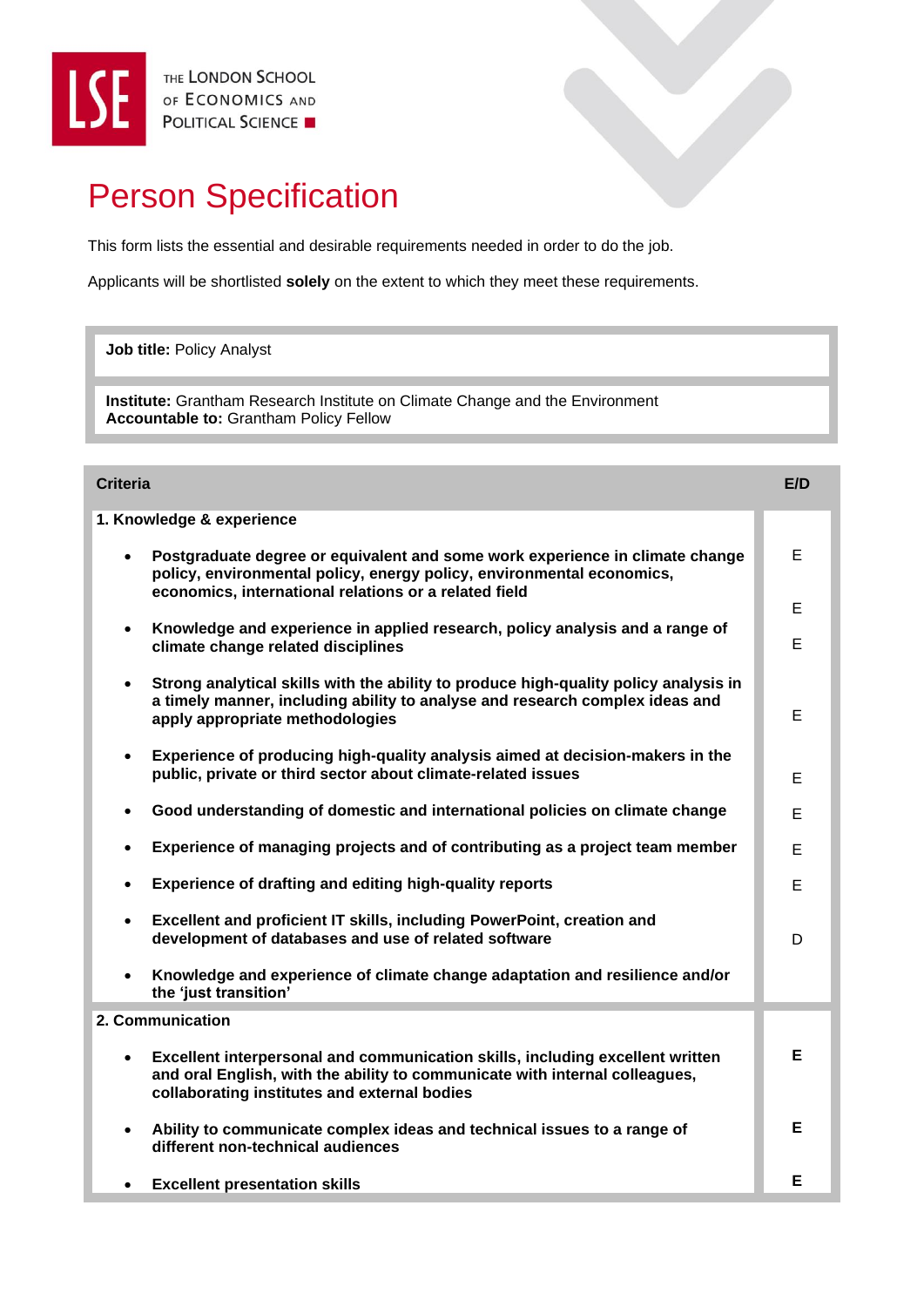THE LONDON SCHOOL OF ECONOMICS AND POLITICAL SCIENCE

# Person Specification

This form lists the essential and desirable requirements needed in order to do the job.

Applicants will be shortlisted **solely** on the extent to which they meet these requirements.

**Job title:** Policy Analyst

**Institute:** Grantham Research Institute on Climate Change and the Environment
**Accountable to:** Grantham Policy Fellow

| Criteria | E/D |
|---|---|
| **1. Knowledge & experience** | |
| • **Postgraduate degree or equivalent and some work experience in climate change policy, environmental policy, energy policy, environmental economics, economics, international relations or a related field** | E |
| • **Knowledge and experience in applied research, policy analysis and a range of climate change related disciplines** | E |
| • **Strong analytical skills with the ability to produce high-quality policy analysis in a timely manner, including ability to analyse and research complex ideas and apply appropriate methodologies** | E |
| • **Experience of producing high-quality analysis aimed at decision-makers in the public, private or third sector about climate-related issues** | E |
| • **Good understanding of domestic and international policies on climate change** | E |
| • **Experience of managing projects and of contributing as a project team member** | E |
| • **Experience of drafting and editing high-quality reports** | E |
| • **Excellent and proficient IT skills, including PowerPoint, creation and development of databases and use of related software** | E |
| • **Knowledge and experience of climate change adaptation and resilience and/or the 'just transition'** | D |
| **2. Communication** | |
| • **Excellent interpersonal and communication skills, including excellent written and oral English, with the ability to communicate with internal colleagues, collaborating institutes and external bodies** | **E** |
| • **Ability to communicate complex ideas and technical issues to a range of different non-technical audiences** | **E** |
| • **Excellent presentation skills** | **E** |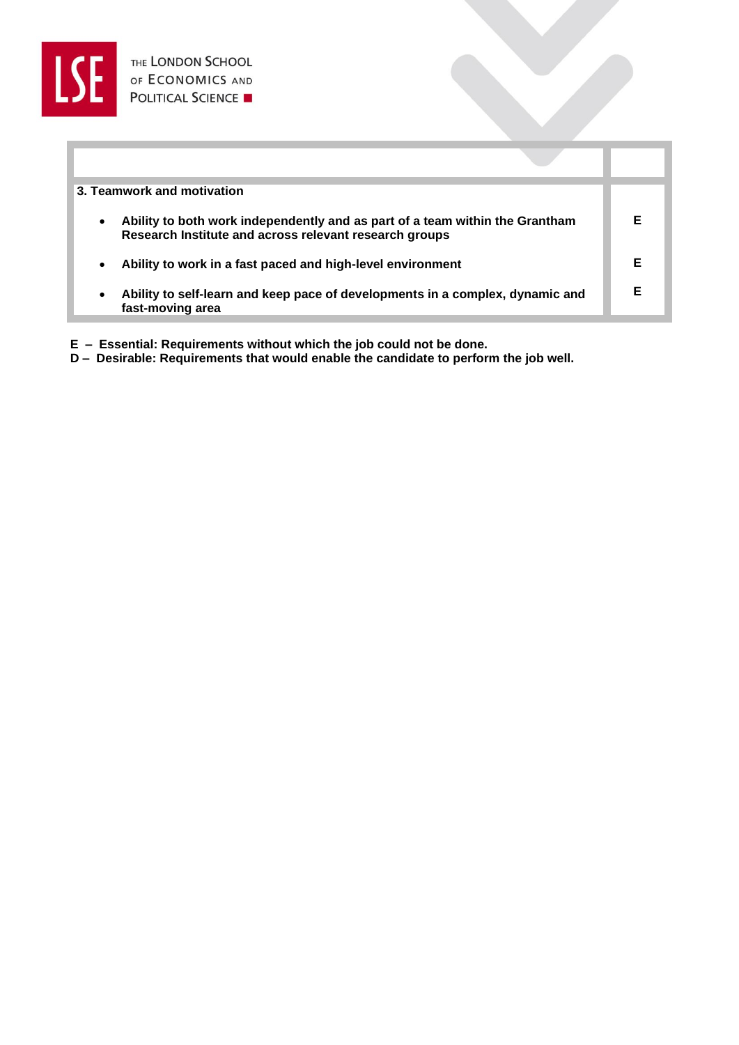| | |
|---|---|
| **3. Teamwork and motivation** | |
| • **Ability to both work independently and as part of a team within the Grantham Research Institute and across relevant research groups** | **E** |
| • **Ability to work in a fast paced and high-level environment** | **E** |
| • **Ability to self-learn and keep pace of developments in a complex, dynamic and fast-moving area** | **E** |

**E – Essential: Requirements without which the job could not be done.**
**D – Desirable: Requirements that would enable the candidate to perform the job well.**